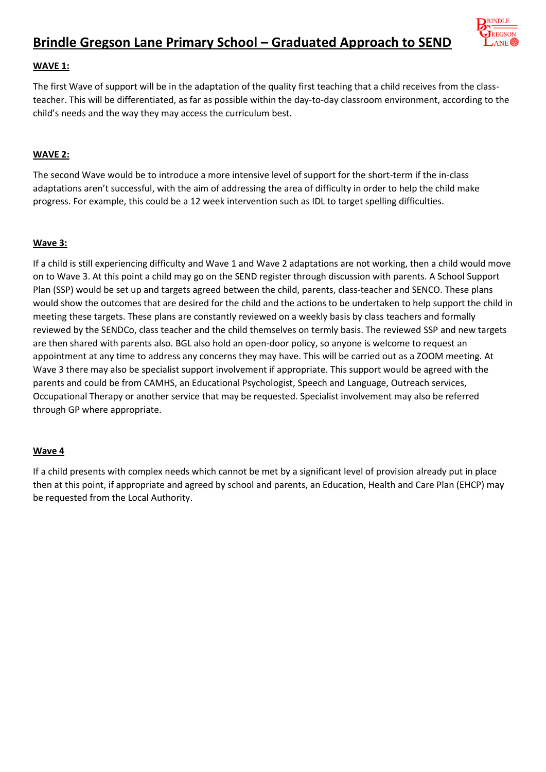# Brindle Gregson Lane Primary School – Graduated Approach to SEND

## WAVE 1:

The first Wave of support will be in the adaptation of the quality first teaching that a child receives from the class-teacher. This will be differentiated, as far as possible within the day-to-day classroom environment, according to the child's needs and the way they may access the curriculum best.

## WAVE 2:

The second Wave would be to introduce a more intensive level of support for the short-term if the in-class adaptations aren't successful, with the aim of addressing the area of difficulty in order to help the child make progress. For example, this could be a 12 week intervention such as IDL to target spelling difficulties.

## Wave 3:

If a child is still experiencing difficulty and Wave 1 and Wave 2 adaptations are not working, then a child would move on to Wave 3. At this point a child may go on the SEND register through discussion with parents. A School Support Plan (SSP) would be set up and targets agreed between the child, parents, class-teacher and SENCO. These plans would show the outcomes that are desired for the child and the actions to be undertaken to help support the child in meeting these targets. These plans are constantly reviewed on a weekly basis by class teachers and formally reviewed by the SENDCo, class teacher and the child themselves on termly basis. The reviewed SSP and new targets are then shared with parents also. BGL also hold an open-door policy, so anyone is welcome to request an appointment at any time to address any concerns they may have. This will be carried out as a ZOOM meeting. At Wave 3 there may also be specialist support involvement if appropriate. This support would be agreed with the parents and could be from CAMHS, an Educational Psychologist, Speech and Language, Outreach services, Occupational Therapy or another service that may be requested. Specialist involvement may also be referred through GP where appropriate.

## Wave 4

If a child presents with complex needs which cannot be met by a significant level of provision already put in place then at this point, if appropriate and agreed by school and parents, an Education, Health and Care Plan (EHCP) may be requested from the Local Authority.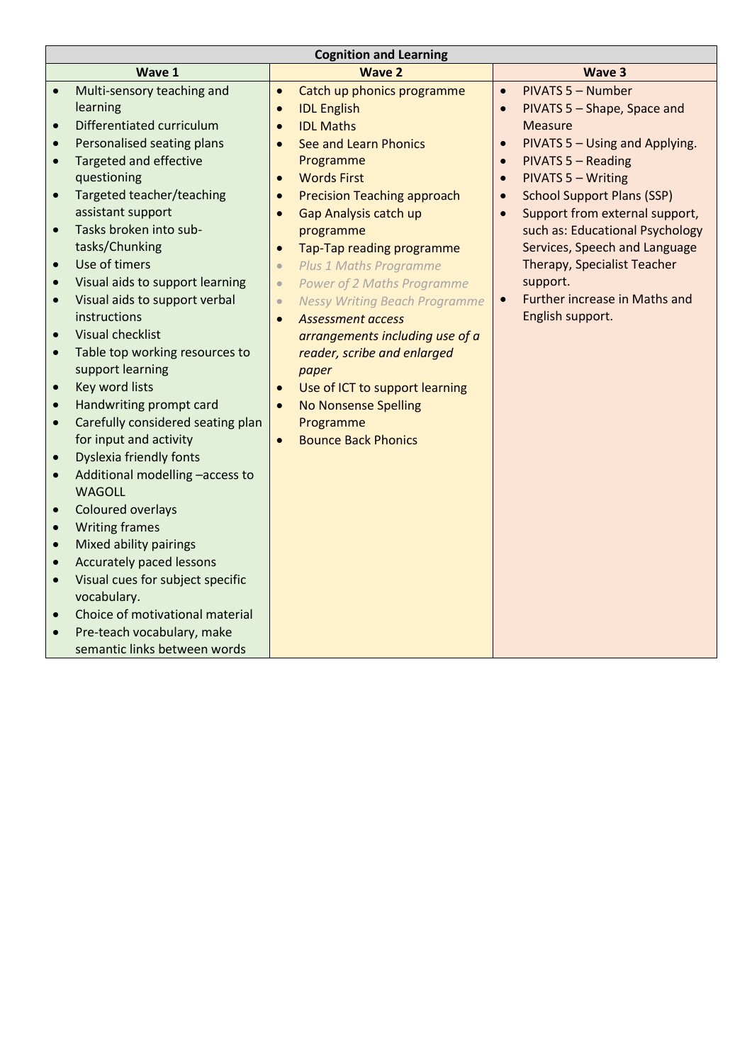| Cognition and Learning | | |
|---|---|---|
| **Wave 1** | **Wave 2** | **Wave 3** |
| • Multi-sensory teaching and learning<br>• Differentiated curriculum<br>• Personalised seating plans<br>• Targeted and effective questioning<br>• Targeted teacher/teaching assistant support<br>• Tasks broken into sub-tasks/Chunking<br>• Use of timers<br>• Visual aids to support learning<br>• Visual aids to support verbal instructions<br>• Visual checklist<br>• Table top working resources to support learning<br>• Key word lists<br>• Handwriting prompt card<br>• Carefully considered seating plan for input and activity<br>• Dyslexia friendly fonts<br>• Additional modelling –access to WAGOLL<br>• Coloured overlays<br>• Writing frames<br>• Mixed ability pairings<br>• Accurately paced lessons<br>• Visual cues for subject specific vocabulary.<br>• Choice of motivational material<br>• Pre-teach vocabulary, make semantic links between words | • Catch up phonics programme<br>• IDL English<br>• IDL Maths<br>• See and Learn Phonics Programme<br>• Words First<br>• Precision Teaching approach<br>• Gap Analysis catch up programme<br>• Tap-Tap reading programme<br>• *Plus 1 Maths Programme*<br>• *Power of 2 Maths Programme*<br>• *Nessy Writing Beach Programme*<br>• *Assessment access arrangements including use of a reader, scribe and enlarged paper*<br>• Use of ICT to support learning<br>• No Nonsense Spelling Programme<br>• Bounce Back Phonics | • PIVATS 5 – Number<br>• PIVATS 5 – Shape, Space and Measure<br>• PIVATS 5 – Using and Applying.<br>• PIVATS 5 – Reading<br>• PIVATS 5 – Writing<br>• School Support Plans (SSP)<br>• Support from external support, such as: Educational Psychology Services, Speech and Language Therapy, Specialist Teacher support.<br>• Further increase in Maths and English support. |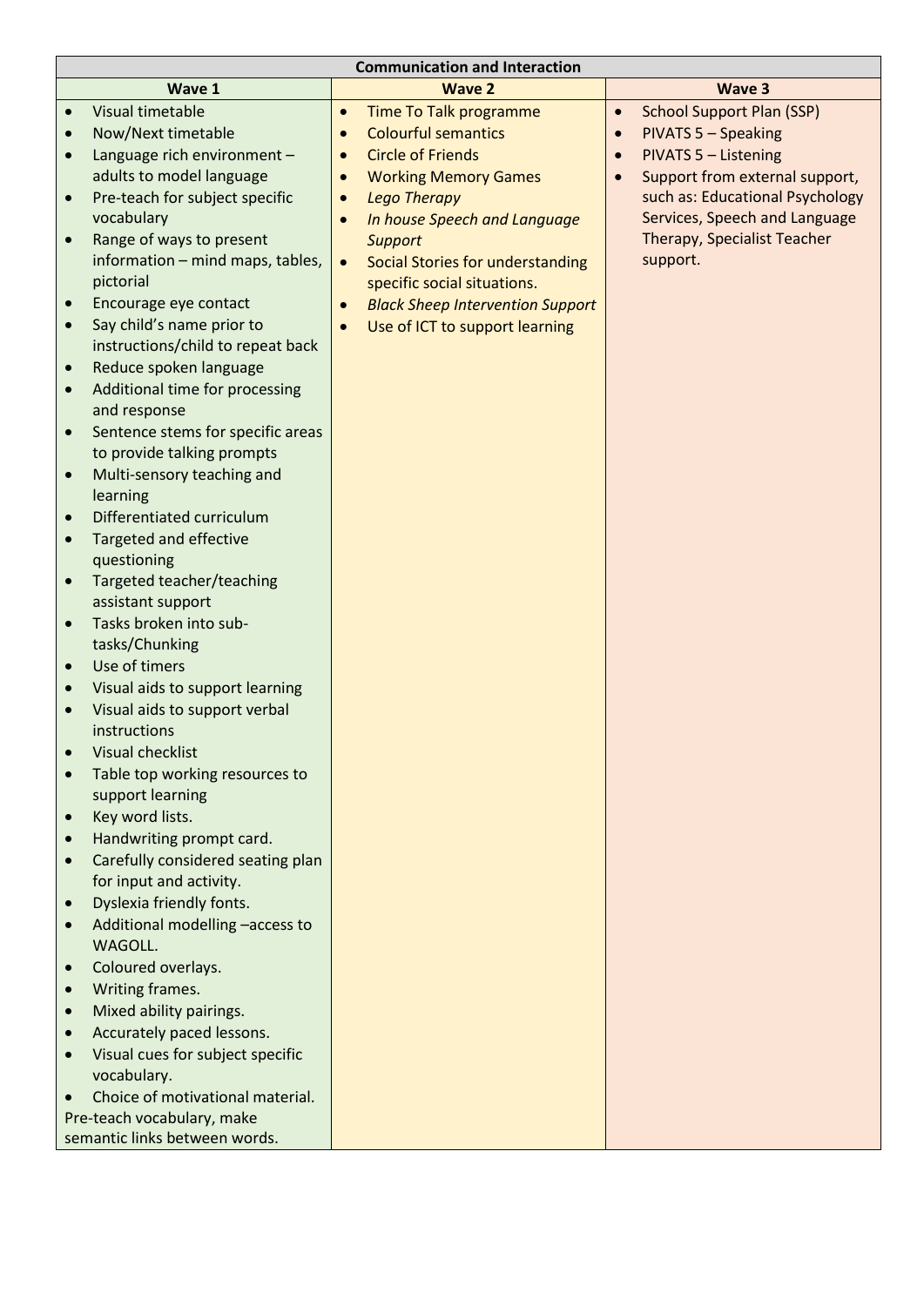| Communication and Interaction | | |
|---|---|---|
| **Wave 1** | **Wave 2** | **Wave 3** |
| • Visual timetable<br>• Now/Next timetable<br>• Language rich environment – adults to model language<br>• Pre-teach for subject specific vocabulary<br>• Range of ways to present information – mind maps, tables, pictorial<br>• Encourage eye contact<br>• Say child's name prior to instructions/child to repeat back<br>• Reduce spoken language<br>• Additional time for processing and response<br>• Sentence stems for specific areas to provide talking prompts<br>• Multi-sensory teaching and learning<br>• Differentiated curriculum<br>• Targeted and effective questioning<br>• Targeted teacher/teaching assistant support<br>• Tasks broken into sub-tasks/Chunking<br>• Use of timers<br>• Visual aids to support learning<br>• Visual aids to support verbal instructions<br>• Visual checklist<br>• Table top working resources to support learning<br>• Key word lists.<br>• Handwriting prompt card.<br>• Carefully considered seating plan for input and activity.<br>• Dyslexia friendly fonts.<br>• Additional modelling –access to WAGOLL.<br>• Coloured overlays.<br>• Writing frames.<br>• Mixed ability pairings.<br>• Accurately paced lessons.<br>• Visual cues for subject specific vocabulary.<br>• Choice of motivational material.<br>Pre-teach vocabulary, make semantic links between words. | • Time To Talk programme<br>• Colourful semantics<br>• Circle of Friends<br>• Working Memory Games<br>• *Lego Therapy*<br>• *In house Speech and Language Support*<br>• Social Stories for understanding specific social situations.<br>• *Black Sheep Intervention Support*<br>• Use of ICT to support learning | • School Support Plan (SSP)<br>• PIVATS 5 – Speaking<br>• PIVATS 5 – Listening<br>• Support from external support, such as: Educational Psychology Services, Speech and Language Therapy, Specialist Teacher support. |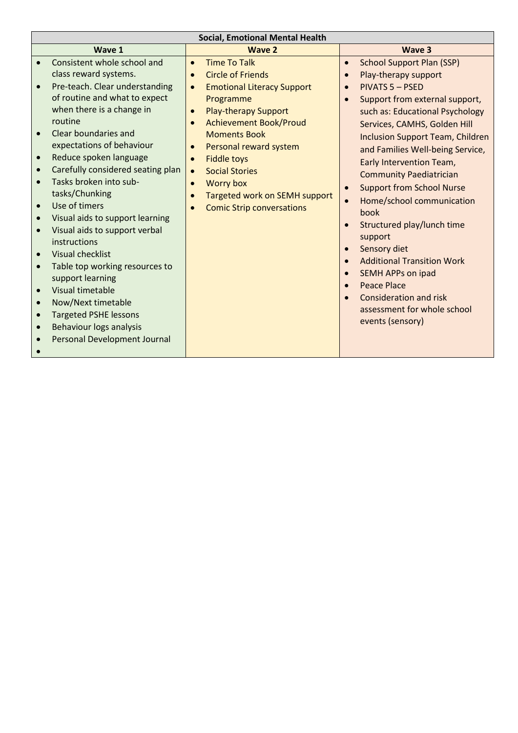| Social, Emotional Mental Health | | |
|---|---|---|
| **Wave 1** | **Wave 2** | **Wave 3** |
| • Consistent whole school and class reward systems.<br>• Pre-teach. Clear understanding of routine and what to expect when there is a change in routine<br>• Clear boundaries and expectations of behaviour<br>• Reduce spoken language<br>• Carefully considered seating plan<br>• Tasks broken into sub-tasks/Chunking<br>• Use of timers<br>• Visual aids to support learning<br>• Visual aids to support verbal instructions<br>• Visual checklist<br>• Table top working resources to support learning<br>• Visual timetable<br>• Now/Next timetable<br>• Targeted PSHE lessons<br>• Behaviour logs analysis<br>• Personal Development Journal<br>• | • Time To Talk<br>• Circle of Friends<br>• Emotional Literacy Support Programme<br>• Play-therapy Support<br>• Achievement Book/Proud Moments Book<br>• Personal reward system<br>• Fiddle toys<br>• Social Stories<br>• Worry box<br>• Targeted work on SEMH support<br>• Comic Strip conversations | • School Support Plan (SSP)<br>• Play-therapy support<br>• PIVATS 5 – PSED<br>• Support from external support, such as: Educational Psychology Services, CAMHS, Golden Hill Inclusion Support Team, Children and Families Well-being Service, Early Intervention Team, Community Paediatrician<br>• Support from School Nurse<br>• Home/school communication book<br>• Structured play/lunch time support<br>• Sensory diet<br>• Additional Transition Work<br>• SEMH APPs on ipad<br>• Peace Place<br>• Consideration and risk assessment for whole school events (sensory) |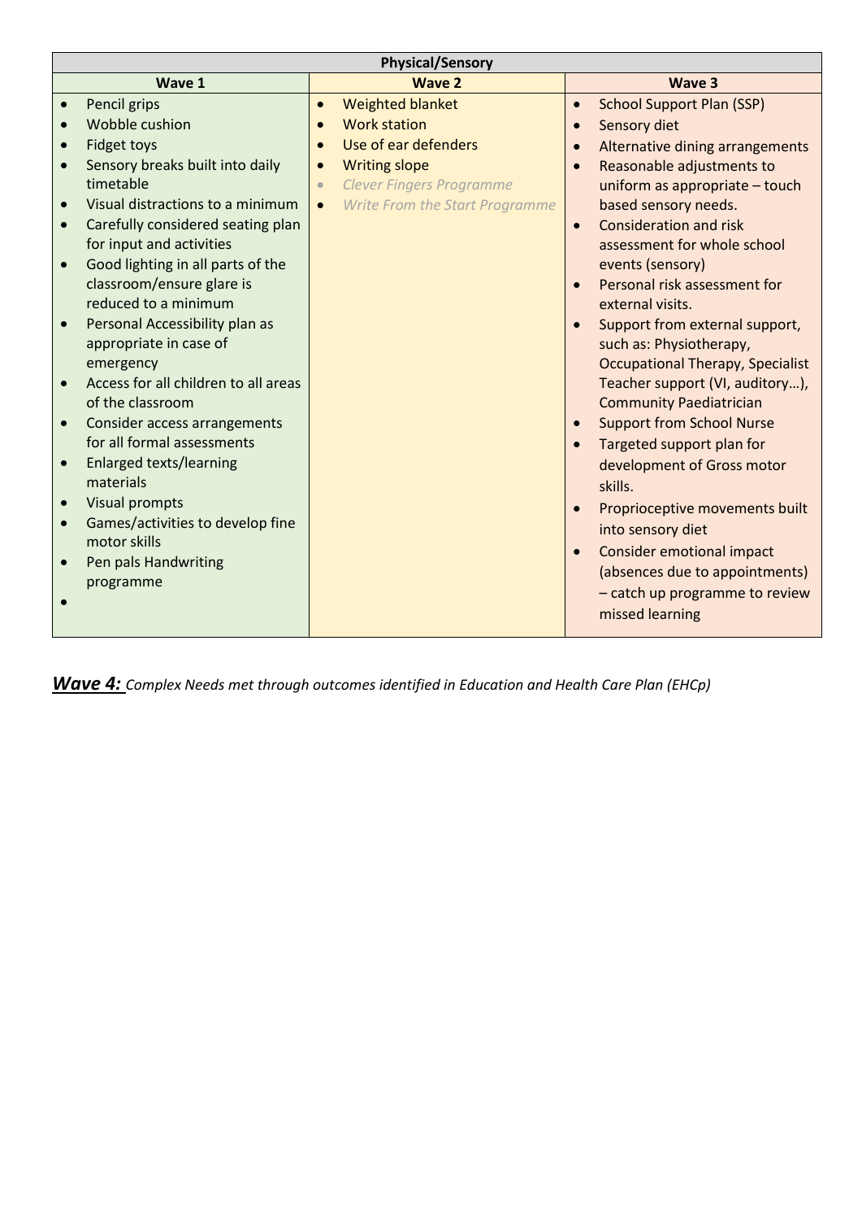| Physical/Sensory | | |
|---|---|---|
| **Wave 1** | **Wave 2** | **Wave 3** |
| • Pencil grips<br>• Wobble cushion<br>• Fidget toys<br>• Sensory breaks built into daily timetable<br>• Visual distractions to a minimum<br>• Carefully considered seating plan for input and activities<br>• Good lighting in all parts of the classroom/ensure glare is reduced to a minimum<br>• Personal Accessibility plan as appropriate in case of emergency<br>• Access for all children to all areas of the classroom<br>• Consider access arrangements for all formal assessments<br>• Enlarged texts/learning materials<br>• Visual prompts<br>• Games/activities to develop fine motor skills<br>• Pen pals Handwriting programme<br>• | • Weighted blanket<br>• Work station<br>• Use of ear defenders<br>• Writing slope<br>• *Clever Fingers Programme*<br>• *Write From the Start Programme* | • School Support Plan (SSP)<br>• Sensory diet<br>• Alternative dining arrangements<br>• Reasonable adjustments to uniform as appropriate – touch based sensory needs.<br>• Consideration and risk assessment for whole school events (sensory)<br>• Personal risk assessment for external visits.<br>• Support from external support, such as: Physiotherapy, Occupational Therapy, Specialist Teacher support (VI, auditory…), Community Paediatrician<br>• Support from School Nurse<br>• Targeted support plan for development of Gross motor skills.<br>• Proprioceptive movements built into sensory diet<br>• Consider emotional impact (absences due to appointments) – catch up programme to review missed learning |

***Wave 4:*** *Complex Needs met through outcomes identified in Education and Health Care Plan (EHCp)*